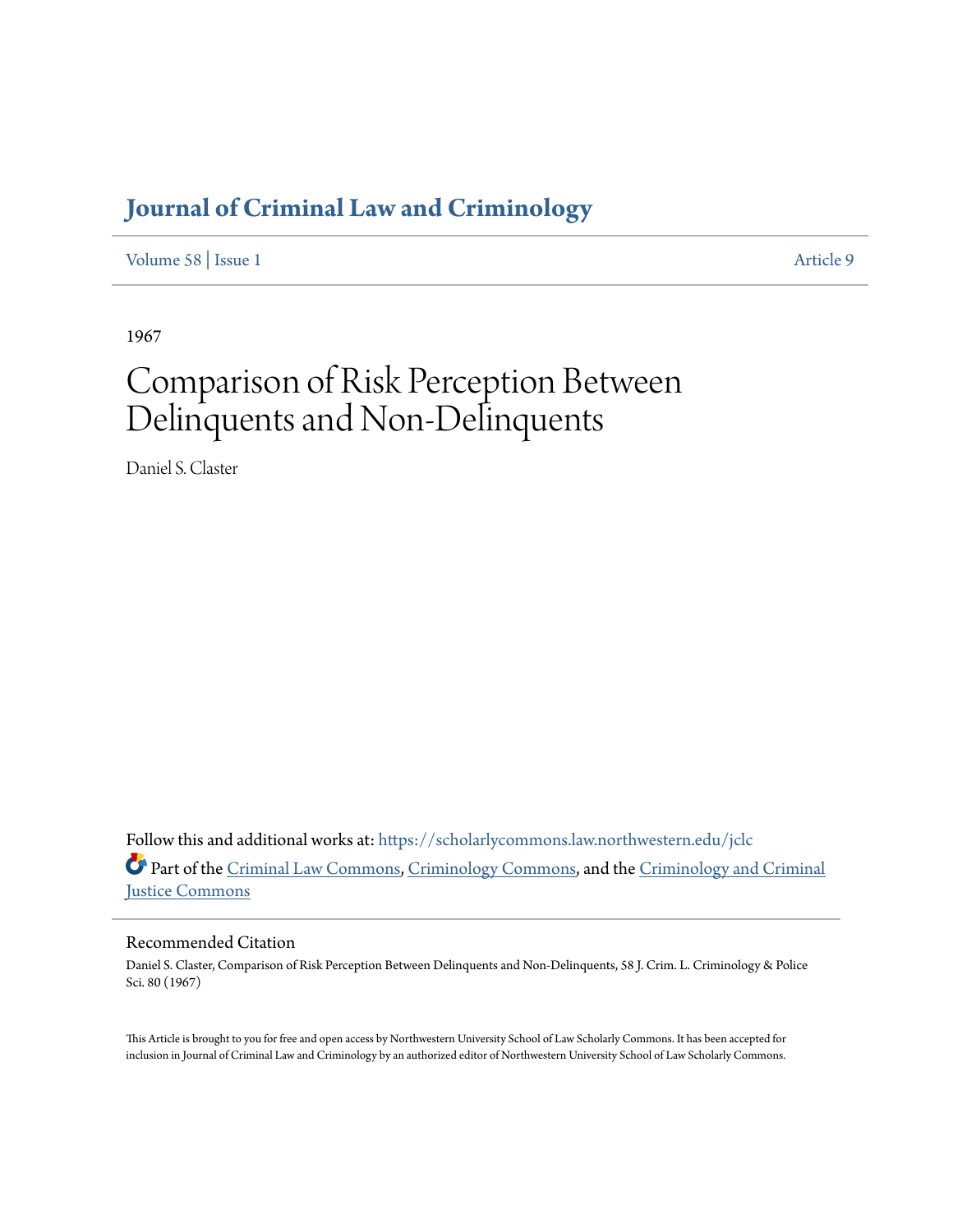# Journal of Criminal Law and Criminology

Volume 58 | Issue 1 Article 9

1967

# Comparison of Risk Perception Between Delinquents and Non-Delinquents

Daniel S. Claster

Follow this and additional works at: https://scholarlycommons.law.northwestern.edu/jclc

Part of the Criminal Law Commons, Criminology Commons, and the Criminology and Criminal Justice Commons

## Recommended Citation

Daniel S. Claster, Comparison of Risk Perception Between Delinquents and Non-Delinquents, 58 J. Crim. L. Criminology & Police Sci. 80 (1967)

This Article is brought to you for free and open access by Northwestern University School of Law Scholarly Commons. It has been accepted for inclusion in Journal of Criminal Law and Criminology by an authorized editor of Northwestern University School of Law Scholarly Commons.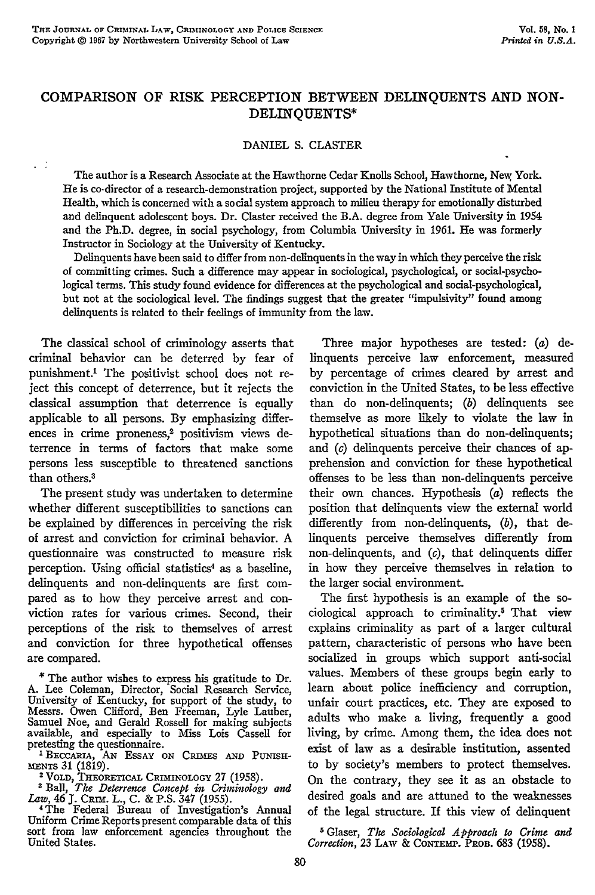# COMPARISON OF RISK PERCEPTION BETWEEN DELINQUENTS AND NON-DELINQUENTS*

DANIEL S. CLASTER

The author is a Research Associate at the Hawthorne Cedar Knolls School, Hawthorne, New York. He is co-director of a research-demonstration project, supported by the National Institute of Mental Health, which is concerned with a social system approach to milieu therapy for emotionally disturbed and delinquent adolescent boys. Dr. Claster received the B.A. degree from Yale University in 1954 and the Ph.D. degree, in social psychology, from Columbia University in 1961. He was formerly Instructor in Sociology at the University of Kentucky.

Delinquents have been said to differ from non-delinquents in the way in which they perceive the risk of committing crimes. Such a difference may appear in sociological, psychological, or social-psychological terms. This study found evidence for differences at the psychological and social-psychological, but not at the sociological level. The findings suggest that the greater "impulsivity" found among delinquents is related to their feelings of immunity from the law.

The classical school of criminology asserts that criminal behavior can be deterred by fear of punishment.[1] The positivist school does not reject this concept of deterrence, but it rejects the classical assumption that deterrence is equally applicable to all persons. By emphasizing differences in crime proneness,[2] positivism views deterrence in terms of factors that make some persons less susceptible to threatened sanctions than others.[3]

The present study was undertaken to determine whether different susceptibilities to sanctions can be explained by differences in perceiving the risk of arrest and conviction for criminal behavior. A questionnaire was constructed to measure risk perception. Using official statistics[4] as a baseline, delinquents and non-delinquents are first compared as to how they perceive arrest and conviction rates for various crimes. Second, their perceptions of the risk to themselves of arrest and conviction for three hypothetical offenses are compared.

Three major hypotheses are tested: (*a*) delinquents perceive law enforcement, measured by percentage of crimes cleared by arrest and conviction in the United States, to be less effective than do non-delinquents; (*b*) delinquents see themselve as more likely to violate the law in hypothetical situations than do non-delinquents; and (*c*) delinquents perceive their chances of apprehension and conviction for these hypothetical offenses to be less than non-delinquents perceive their own chances. Hypothesis (*a*) reflects the position that delinquents view the external world differently from non-delinquents, (*b*), that delinquents perceive themselves differently from non-delinquents, and (*c*), that delinquents differ in how they perceive themselves in relation to the larger social environment.

The first hypothesis is an example of the sociological approach to criminality.[5] That view explains criminality as part of a larger cultural pattern, characteristic of persons who have been socialized in groups which support anti-social values. Members of these groups begin early to learn about police inefficiency and corruption, unfair court practices, etc. They are exposed to adults who make a living, frequently a good living, by crime. Among them, the idea does not exist of law as a desirable institution, assented to by society's members to protect themselves. On the contrary, they see it as an obstacle to desired goals and are attuned to the weaknesses of the legal structure. If this view of delinquent

* The author wishes to express his gratitude to Dr. A. Lee Coleman, Director, Social Research Service, University of Kentucky, for support of the study, to Messrs. Owen Clifford, Ben Freeman, Lyle Lauber, Samuel Noe, and Gerald Rossell for making subjects available, and especially to Miss Lois Cassell for pretesting the questionnaire.

[1] BECCARIA, AN ESSAY ON CRIMES AND PUNISHMENTS 31 (1819).

[2] VOLD, THEORETICAL CRIMINOLOGY 27 (1958).

[3] Ball, *The Deterrence Concept in Criminology and Law*, 46 J. CRIM. L., C. & P.S. 347 (1955).

[4] The Federal Bureau of Investigation's Annual Uniform Crime Reports present comparable data of this sort from law enforcement agencies throughout the United States.

[5] Glaser, *The Sociological Approach to Crime and Correction*, 23 LAW & CONTEMP. PROB. 683 (1958).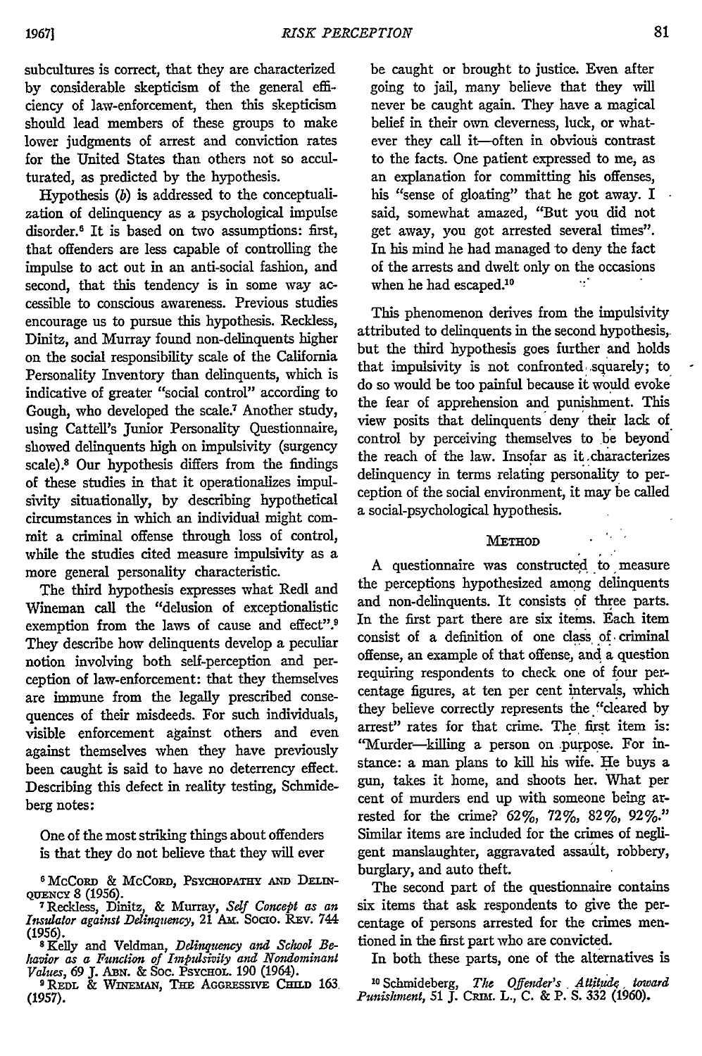subcultures is correct, that they are characterized by considerable skepticism of the general efficiency of law-enforcement, then this skepticism should lead members of these groups to make lower judgments of arrest and conviction rates for the United States than others not so acculturated, as predicted by the hypothesis.

Hypothesis (*b*) is addressed to the conceptualization of delinquency as a psychological impulse disorder.[6] It is based on two assumptions: first, that offenders are less capable of controlling the impulse to act out in an anti-social fashion, and second, that this tendency is in some way accessible to conscious awareness. Previous studies encourage us to pursue this hypothesis. Reckless, Dinitz, and Murray found non-delinquents higher on the social responsibility scale of the California Personality Inventory than delinquents, which is indicative of greater "social control" according to Gough, who developed the scale.[7] Another study, using Cattell's Junior Personality Questionnaire, showed delinquents high on impulsivity (surgency scale).[8] Our hypothesis differs from the findings of these studies in that it operationalizes impulsivity situationally, by describing hypothetical circumstances in which an individual might commit a criminal offense through loss of control, while the studies cited measure impulsivity as a more general personality characteristic.

The third hypothesis expresses what Redl and Wineman call the "delusion of exceptionalistic exemption from the laws of cause and effect".[9] They describe how delinquents develop a peculiar notion involving both self-perception and perception of law-enforcement: that they themselves are immune from the legally prescribed consequences of their misdeeds. For such individuals, visible enforcement against others and even against themselves when they have previously been caught is said to have no deterrency effect. Describing this defect in reality testing, Schmideberg notes:

> One of the most striking things about offenders is that they do not believe that they will ever be caught or brought to justice. Even after going to jail, many believe that they will never be caught again. They have a magical belief in their own cleverness, luck, or whatever they call it—often in obvious contrast to the facts. One patient expressed to me, as an explanation for committing his offenses, his "sense of gloating" that he got away. I said, somewhat amazed, "But you did not get away, you got arrested several times". In his mind he had managed to deny the fact of the arrests and dwelt only on the occasions when he had escaped.[10]

This phenomenon derives from the impulsivity attributed to delinquents in the second hypothesis, but the third hypothesis goes further and holds that impulsivity is not confronted squarely; to do so would be too painful because it would evoke the fear of apprehension and punishment. This view posits that delinquents deny their lack of control by perceiving themselves to be beyond the reach of the law. Insofar as it characterizes delinquency in terms relating personality to perception of the social environment, it may be called a social-psychological hypothesis.

## METHOD

A questionnaire was constructed to measure the perceptions hypothesized among delinquents and non-delinquents. It consists of three parts. In the first part there are six items. Each item consist of a definition of one class of criminal offense, an example of that offense, and a question requiring respondents to check one of four percentage figures, at ten per cent intervals, which they believe correctly represents the "cleared by arrest" rates for that crime. The first item is: "Murder—killing a person on purpose. For instance: a man plans to kill his wife. He buys a gun, takes it home, and shoots her. What per cent of murders end up with someone being arrested for the crime? 62%, 72%, 82%, 92%." Similar items are included for the crimes of negligent manslaughter, aggravated assault, robbery, burglary, and auto theft.

The second part of the questionnaire contains six items that ask respondents to give the percentage of persons arrested for the crimes mentioned in the first part who are convicted.

In both these parts, one of the alternatives is

---

[6] McCord & McCord, Psychopathy and Delinquency 8 (1956).

[7] Reckless, Dinitz, & Murray, *Self Concept as an Insulator against Delinquency*, 21 Am. Socio. Rev. 744 (1956).

[8] Kelly and Veldman, *Delinquency and School Behavior as a Function of Impulsivity and Nondominant Values*, 69 J. Abn. & Soc. Psychol. 190 (1964).

[9] Redl & Wineman, The Aggressive Child 163 (1957).

[10] Schmideberg, *The Offender's Attitude toward Punishment*, 51 J. Crim. L., C. & P. S. 332 (1960).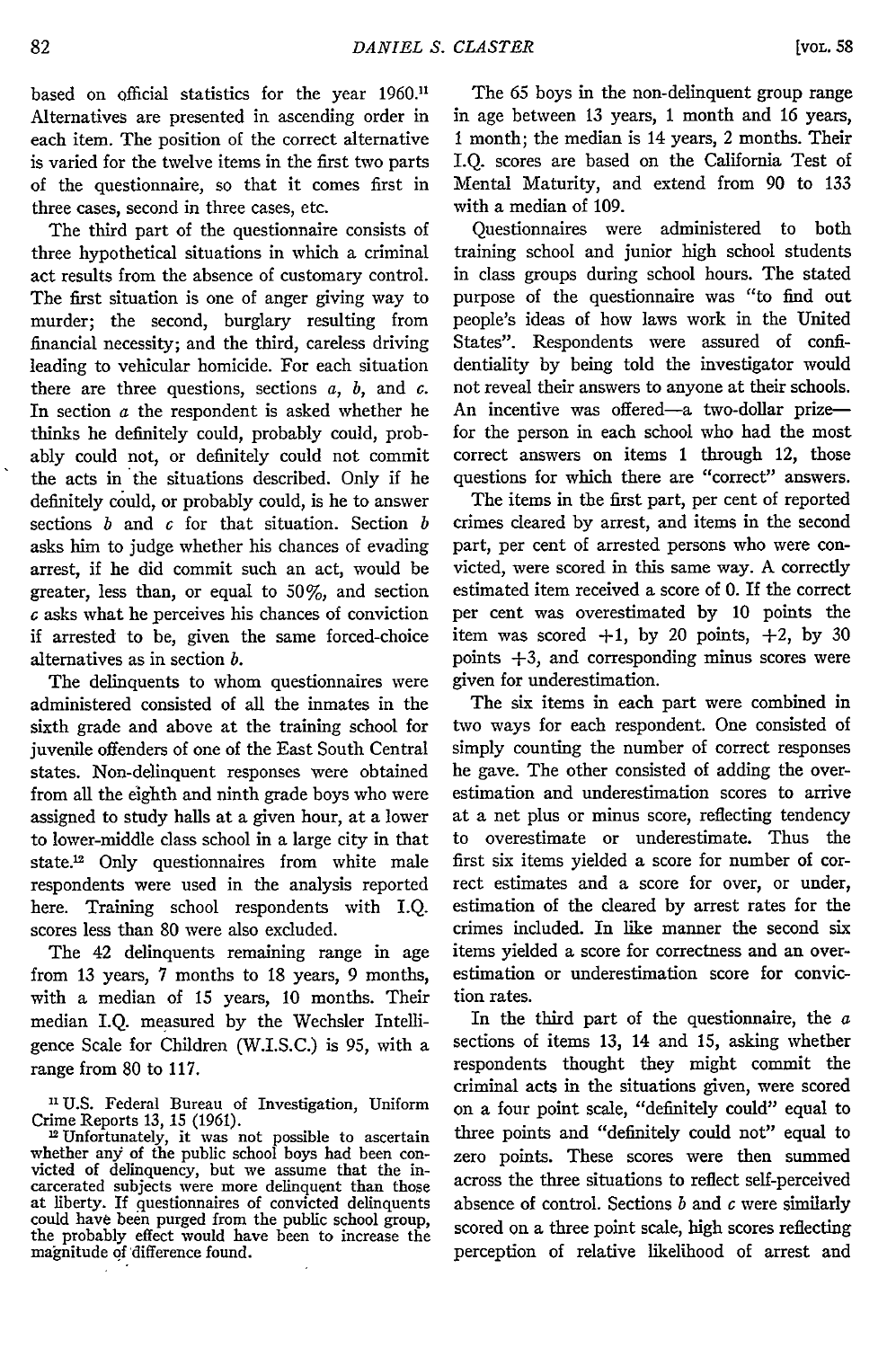based on official statistics for the year 1960.[11] Alternatives are presented in ascending order in each item. The position of the correct alternative is varied for the twelve items in the first two parts of the questionnaire, so that it comes first in three cases, second in three cases, etc.

The third part of the questionnaire consists of three hypothetical situations in which a criminal act results from the absence of customary control. The first situation is one of anger giving way to murder; the second, burglary resulting from financial necessity; and the third, careless driving leading to vehicular homicide. For each situation there are three questions, sections *a*, *b*, and *c*. In section *a* the respondent is asked whether he thinks he definitely could, probably could, probably could not, or definitely could not commit the acts in the situations described. Only if he definitely could, or probably could, is he to answer sections *b* and *c* for that situation. Section *b* asks him to judge whether his chances of evading arrest, if he did commit such an act, would be greater, less than, or equal to 50%, and section *c* asks what he perceives his chances of conviction if arrested to be, given the same forced-choice alternatives as in section *b*.

The delinquents to whom questionnaires were administered consisted of all the inmates in the sixth grade and above at the training school for juvenile offenders of one of the East South Central states. Non-delinquent responses were obtained from all the eighth and ninth grade boys who were assigned to study halls at a given hour, at a lower to lower-middle class school in a large city in that state.[12] Only questionnaires from white male respondents were used in the analysis reported here. Training school respondents with I.Q. scores less than 80 were also excluded.

The 42 delinquents remaining range in age from 13 years, 7 months to 18 years, 9 months, with a median of 15 years, 10 months. Their median I.Q. measured by the Wechsler Intelligence Scale for Children (W.I.S.C.) is 95, with a range from 80 to 117.

The 65 boys in the non-delinquent group range in age between 13 years, 1 month and 16 years, 1 month; the median is 14 years, 2 months. Their I.Q. scores are based on the California Test of Mental Maturity, and extend from 90 to 133 with a median of 109.

Questionnaires were administered to both training school and junior high school students in class groups during school hours. The stated purpose of the questionnaire was "to find out people's ideas of how laws work in the United States". Respondents were assured of confidentiality by being told the investigator would not reveal their answers to anyone at their schools. An incentive was offered—a two-dollar prize—for the person in each school who had the most correct answers on items 1 through 12, those questions for which there are "correct" answers.

The items in the first part, per cent of reported crimes cleared by arrest, and items in the second part, per cent of arrested persons who were convicted, were scored in this same way. A correctly estimated item received a score of 0. If the correct per cent was overestimated by 10 points the item was scored +1, by 20 points, +2, by 30 points +3, and corresponding minus scores were given for underestimation.

The six items in each part were combined in two ways for each respondent. One consisted of simply counting the number of correct responses he gave. The other consisted of adding the overestimation and underestimation scores to arrive at a net plus or minus score, reflecting tendency to overestimate or underestimate. Thus the first six items yielded a score for number of correct estimates and a score for over, or under, estimation of the cleared by arrest rates for the crimes included. In like manner the second six items yielded a score for correctness and an overestimation or underestimation score for conviction rates.

In the third part of the questionnaire, the *a* sections of items 13, 14 and 15, asking whether respondents thought they might commit the criminal acts in the situations given, were scored on a four point scale, "definitely could" equal to three points and "definitely could not" equal to zero points. These scores were then summed across the three situations to reflect self-perceived absence of control. Sections *b* and *c* were similarly scored on a three point scale, high scores reflecting perception of relative likelihood of arrest and

[11] U.S. Federal Bureau of Investigation, Uniform Crime Reports 13, 15 (1961).

[12] Unfortunately, it was not possible to ascertain whether any of the public school boys had been convicted of delinquency, but we assume that the incarcerated subjects were more delinquent than those at liberty. If questionnaires of convicted delinquents could have been purged from the public school group, the probably effect would have been to increase the magnitude of difference found.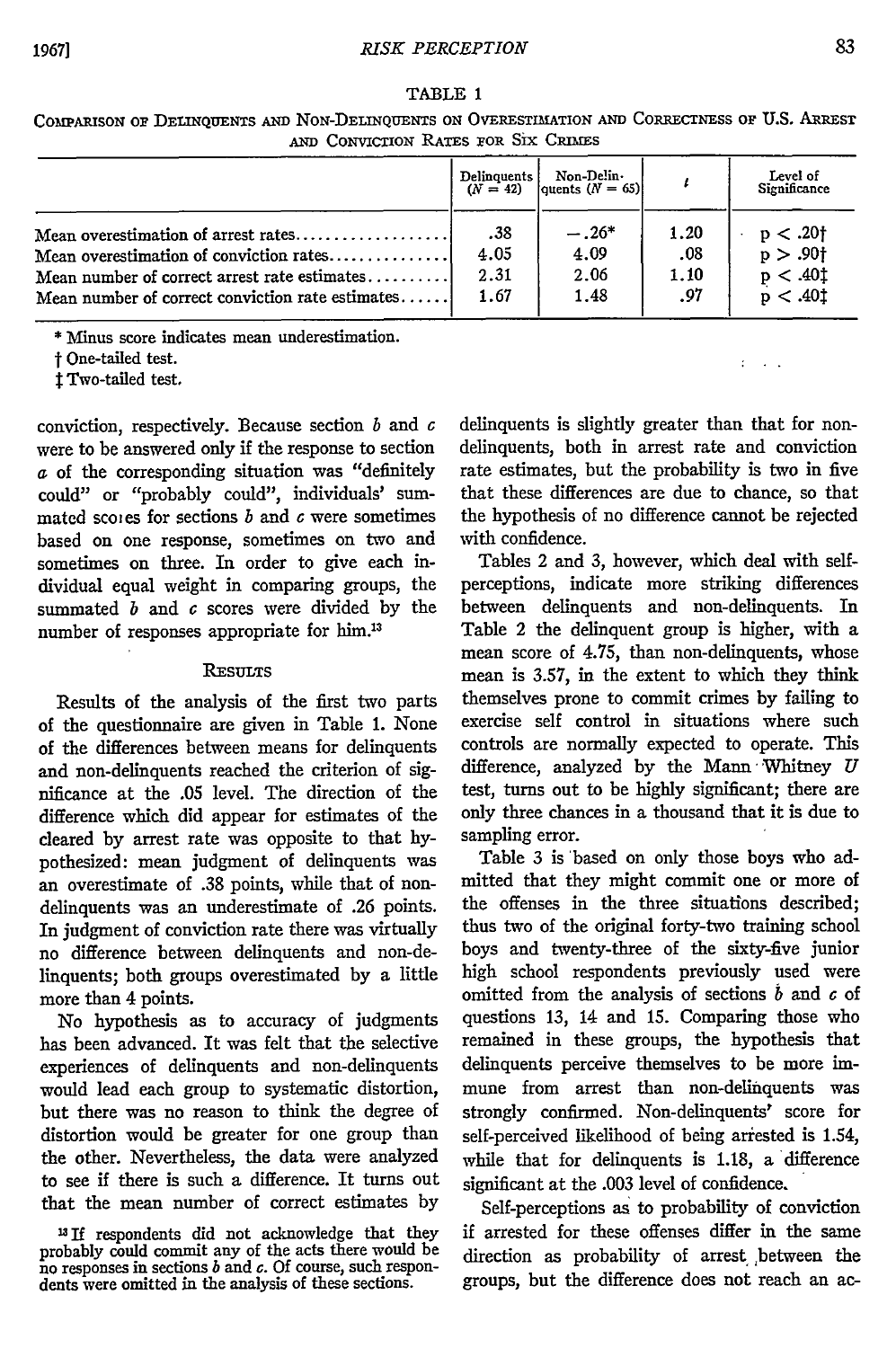TABLE 1

COMPARISON OF DELINQUENTS AND NON-DELINQUENTS ON OVERESTIMATION AND CORRECTNESS OF U.S. ARREST AND CONVICTION RATES FOR SIX CRIMES

| | Delinquents ($N = 42$) | Non-Delinquents ($N = 65$) | $t$ | Level of Significance |
|---|---|---|---|---|
| Mean overestimation of arrest rates | .38 | −.26* | 1.20 | $p < .20$† |
| Mean overestimation of conviction rates | 4.05 | 4.09 | .08 | $p > .90$† |
| Mean number of correct arrest rate estimates | 2.31 | 2.06 | 1.10 | $p < .40$‡ |
| Mean number of correct conviction rate estimates | 1.67 | 1.48 | .97 | $p < .40$‡ |

\* Minus score indicates mean underestimation.

† One-tailed test.

‡ Two-tailed test.

conviction, respectively. Because section *b* and *c* were to be answered only if the response to section *a* of the corresponding situation was "definitely could" or "probably could", individuals' summated scores for sections *b* and *c* were sometimes based on one response, sometimes on two and sometimes on three. In order to give each individual equal weight in comparing groups, the summated *b* and *c* scores were divided by the number of responses appropriate for him.[13]

## RESULTS

Results of the analysis of the first two parts of the questionnaire are given in Table 1. None of the differences between means for delinquents and non-delinquents reached the criterion of significance at the .05 level. The direction of the difference which did appear for estimates of the cleared by arrest rate was opposite to that hypothesized: mean judgment of delinquents was an overestimate of .38 points, while that of non-delinquents was an underestimate of .26 points. In judgment of conviction rate there was virtually no difference between delinquents and non-delinquents; both groups overestimated by a little more than 4 points.

No hypothesis as to accuracy of judgments has been advanced. It was felt that the selective experiences of delinquents and non-delinquents would lead each group to systematic distortion, but there was no reason to think the degree of distortion would be greater for one group than the other. Nevertheless, the data were analyzed to see if there is such a difference. It turns out that the mean number of correct estimates by delinquents is slightly greater than that for non-delinquents, both in arrest rate and conviction rate estimates, but the probability is two in five that these differences are due to chance, so that the hypothesis of no difference cannot be rejected with confidence.

Tables 2 and 3, however, which deal with self-perceptions, indicate more striking differences between delinquents and non-delinquents. In Table 2 the delinquent group is higher, with a mean score of 4.75, than non-delinquents, whose mean is 3.57, in the extent to which they think themselves prone to commit crimes by failing to exercise self control in situations where such controls are normally expected to operate. This difference, analyzed by the Mann-Whitney *U* test, turns out to be highly significant; there are only three chances in a thousand that it is due to sampling error.

Table 3 is based on only those boys who admitted that they might commit one or more of the offenses in the three situations described; thus two of the original forty-two training school boys and twenty-three of the sixty-five junior high school respondents previously used were omitted from the analysis of sections *b* and *c* of questions 13, 14 and 15. Comparing those who remained in these groups, the hypothesis that delinquents perceive themselves to be more immune from arrest than non-delinquents was strongly confirmed. Non-delinquents' score for self-perceived likelihood of being arrested is 1.54, while that for delinquents is 1.18, a difference significant at the .003 level of confidence.

Self-perceptions as to probability of conviction if arrested for these offenses differ in the same direction as probability of arrest between the groups, but the difference does not reach an ac-

[13] If respondents did not acknowledge that they probably could commit any of the acts there would be no responses in sections *b* and *c*. Of course, such respondents were omitted in the analysis of these sections.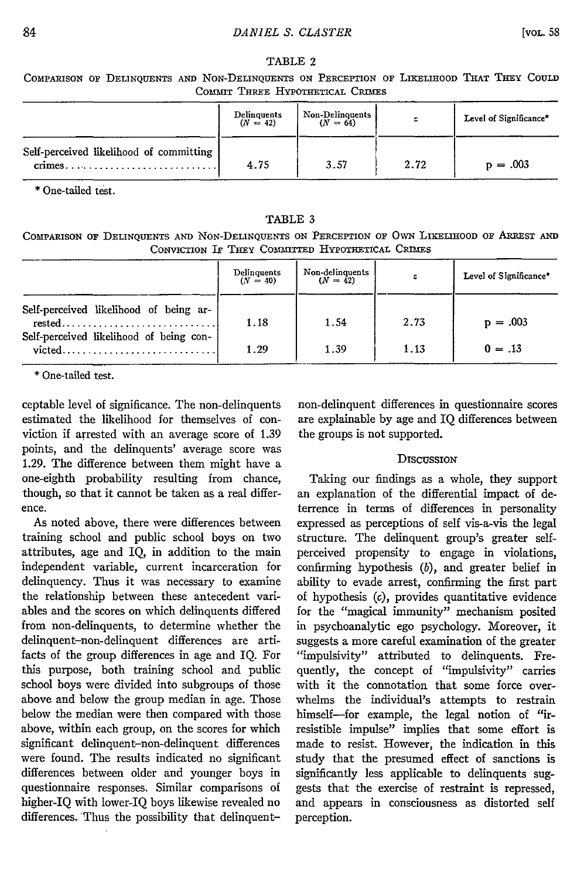TABLE 2

COMPARISON OF DELINQUENTS AND NON-DELINQUENTS ON PERCEPTION OF LIKELIHOOD THAT THEY COULD COMMIT THREE HYPOTHETICAL CRIMES

| | Delinquents ($N = 42$) | Non-Delinquents ($N = 64$) | $z$ | Level of Significance* |
|---|---|---|---|---|
| Self-perceived likelihood of committing crimes | 4.75 | 3.57 | 2.72 | p = .003 |

\* One-tailed test.

TABLE 3

COMPARISON OF DELINQUENTS AND NON-DELINQUENTS ON PERCEPTION OF OWN LIKELIHOOD OF ARREST AND CONVICTION IF THEY COMMITTED HYPOTHETICAL CRIMES

| | Delinquents ($N = 40$) | Non-delinquents ($N = 42$) | $z$ | Level of Significance* |
|---|---|---|---|---|
| Self-perceived likelihood of being arrested | 1.18 | 1.54 | 2.73 | p = .003 |
| Self-perceived likelihood of being convicted | 1.29 | 1.39 | 1.13 | 0 = .13 |

\* One-tailed test.

ceptable level of significance. The non-delinquents estimated the likelihood for themselves of conviction if arrested with an average score of 1.39 points, and the delinquents' average score was 1.29. The difference between them might have a one-eighth probability resulting from chance, though, so that it cannot be taken as a real difference.

As noted above, there were differences between training school and public school boys on two attributes, age and IQ, in addition to the main independent variable, current incarceration for delinquency. Thus it was necessary to examine the relationship between these antecedent variables and the scores on which delinquents differed from non-delinquents, to determine whether the delinquent–non-delinquent differences are artifacts of the group differences in age and IQ. For this purpose, both training school and public school boys were divided into subgroups of those above and below the group median in age. Those below the median were then compared with those above, within each group, on the scores for which significant delinquent–non-delinquent differences were found. The results indicated no significant differences between older and younger boys in questionnaire responses. Similar comparisons of higher-IQ with lower-IQ boys likewise revealed no differences. Thus the possibility that delinquent–non-delinquent differences in questionnaire scores are explainable by age and IQ differences between the groups is not supported.

## DISCUSSION

Taking our findings as a whole, they support an explanation of the differential impact of deterrence in terms of differences in personality expressed as perceptions of self vis-a-vis the legal structure. The delinquent group's greater self-perceived propensity to engage in violations, confirming hypothesis (*b*), and greater belief in ability to evade arrest, confirming the first part of hypothesis (*c*), provides quantitative evidence for the "magical immunity" mechanism posited in psychoanalytic ego psychology. Moreover, it suggests a more careful examination of the greater "impulsivity" attributed to delinquents. Frequently, the concept of "impulsivity" carries with it the connotation that some force overwhelms the individual's attempts to restrain himself—for example, the legal notion of "irresistible impulse" implies that some effort is made to resist. However, the indication in this study that the presumed effect of sanctions is significantly less applicable to delinquents suggests that the exercise of restraint is repressed, and appears in consciousness as distorted self perception.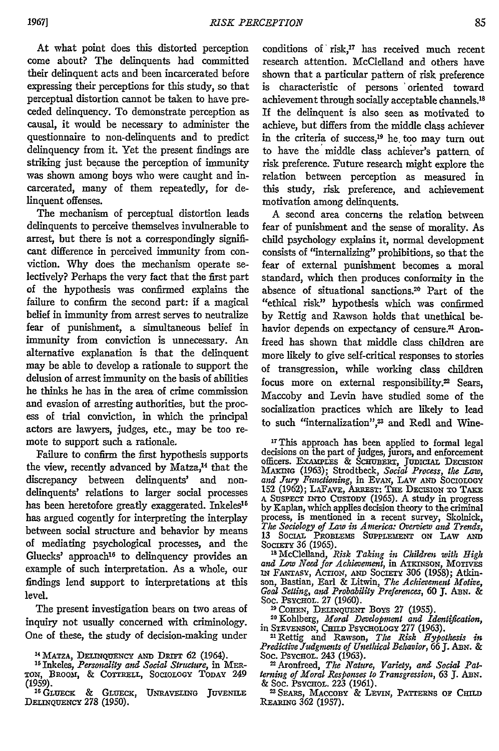At what point does this distorted perception come about? The delinquents had committed their delinquent acts and been incarcerated before expressing their perceptions for this study, so that perceptual distortion cannot be taken to have preceded delinquency. To demonstrate perception as causal, it would be necessary to administer the questionnaire to non-delinquents and to predict delinquency from it. Yet the present findings are striking just because the perception of immunity was shown among boys who were caught and incarcerated, many of them repeatedly, for delinquent offenses.

The mechanism of perceptual distortion leads delinquents to perceive themselves invulnerable to arrest, but there is not a correspondingly significant difference in perceived immunity from conviction. Why does the mechanism operate selectively? Perhaps the very fact that the first part of the hypothesis was confirmed explains the failure to confirm the second part: if a magical belief in immunity from arrest serves to neutralize fear of punishment, a simultaneous belief in immunity from conviction is unnecessary. An alternative explanation is that the delinquent may be able to develop a rationale to support the delusion of arrest immunity on the basis of abilities he thinks he has in the area of crime commission and evasion of arresting authorities, but the process of trial conviction, in which the principal actors are lawyers, judges, etc., may be too remote to support such a rationale.

Failure to confirm the first hypothesis supports the view, recently advanced by Matza,[14] that the discrepancy between delinquents' and non-delinquents' relations to larger social processes has been heretofore greatly exaggerated. Inkeles[15] has argued cogently for interpreting the interplay between social structure and behavior by means of mediating psychological processes, and the Gluecks' approach[16] to delinquency provides an example of such interpretation. As a whole, our findings lend support to interpretations at this level.

The present investigation bears on two areas of inquiry not usually concerned with criminology. One of these, the study of decision-making under conditions of risk,[17] has received much recent research attention. McClelland and others have shown that a particular pattern of risk preference is characteristic of persons oriented toward achievement through socially acceptable channels.[18] If the delinquent is also seen as motivated to achieve, but differs from the middle class achiever in the criteria of success,[19] he too may turn out to have the middle class achiever's pattern of risk preference. Future research might explore the relation between perception as measured in this study, risk preference, and achievement motivation among delinquents.

A second area concerns the relation between fear of punishment and the sense of morality. As child psychology explains it, normal development consists of "internalizing" prohibitions, so that the fear of external punishment becomes a moral standard, which then produces conformity in the absence of situational sanctions.[20] Part of the "ethical risk" hypothesis which was confirmed by Rettig and Rawson holds that unethical behavior depends on expectancy of censure.[21] Aronfreed has shown that middle class children are more likely to give self-critical responses to stories of transgression, while working class children focus more on external responsibility.[22] Sears, Maccoby and Levin have studied some of the socialization practices which are likely to lead to such "internalization",[23] and Redl and Wine-

---

[14] MATZA, DELINQUENCY AND DRIFT 62 (1964).

[15] Inkeles, *Personality and Social Structure*, in MERTON, BROOM, & COTTRELL, SOCIOLOGY TODAY 249 (1959).

[16] GLUECK & GLUECK, UNRAVELING JUVENILE DELINQUENCY 278 (1950).

[17] This approach has been applied to formal legal decisions on the part of judges, jurors, and enforcement officers. EXAMPLES & SCHUBERT, JUDICIAL DECISION MAKING (1963); Strodtbeck, *Social Process, the Law, and Jury Functioning*, in EVAN, LAW AND SOCIOLOGY 152 (1962); LAFAVE, ARREST: THE DECISION TO TAKE A SUSPECT INTO CUSTODY (1965). A study in progress by Kaplan, which applies decision theory to the criminal process, is mentioned in a recent survey, Skolnick, *The Sociology of Law in America: Overview and Trends*, 13 SOCIAL PROBLEMS SUPPLEMENT ON LAW AND SOCIETY 36 (1965).

[18] McClelland, *Risk Taking in Children with High and Low Need for Achievement*, in ATKINSON, MOTIVES IN FANTASY, ACTION, AND SOCIETY 306 (1958); Atkinson, Bastian, Earl & Litwin, *The Achievement Motive, Goal Setting, and Probability Preferences*, 60 J. ABN. & SOC. PSYCHOL. 27 (1960).

[19] COHEN, DELINQUENT BOYS 27 (1955).

[20] Kohlberg, *Moral Development and Identification*, in STEVENSON, CHILD PSYCHOLOGY 277 (1963).

[21] Rettig and Rawson, *The Risk Hypothesis in Predictive Judgments of Unethical Behavior*, 66 J. ABN. & SOC. PSYCHOL. 243 (1963).

[22] Aronfreed, *The Nature, Variety, and Social Patterning of Moral Responses to Transgression*, 63 J. ABN. & SOC. PSYCHOL. 223 (1961).

[23] SEARS, MACCOBY & LEVIN, PATTERNS OF CHILD REARING 362 (1957).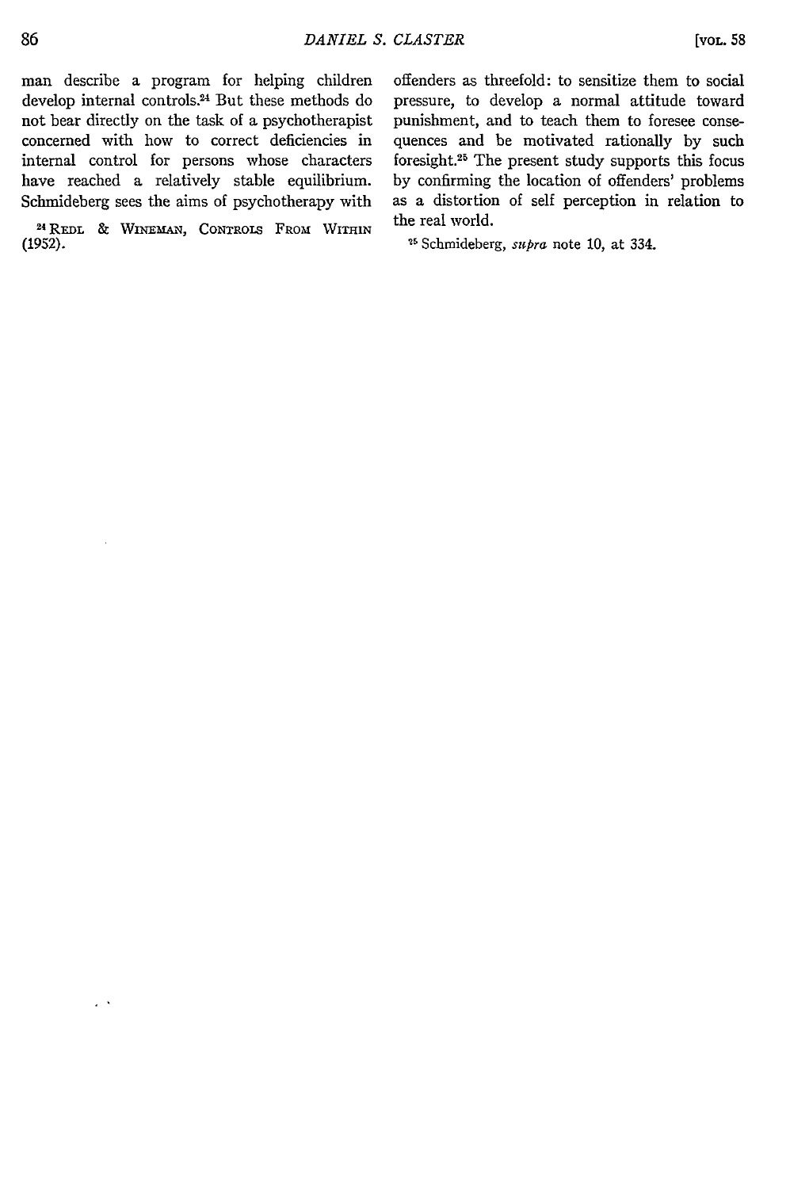man describe a program for helping children develop internal controls.[24] But these methods do not bear directly on the task of a psychotherapist concerned with how to correct deficiencies in internal control for persons whose characters have reached a relatively stable equilibrium. Schmideberg sees the aims of psychotherapy with offenders as threefold: to sensitize them to social pressure, to develop a normal attitude toward punishment, and to teach them to foresee consequences and be motivated rationally by such foresight.[25] The present study supports this focus by confirming the location of offenders' problems as a distortion of self perception in relation to the real world.

[24] REDL & WINEMAN, CONTROLS FROM WITHIN (1952).

[25] Schmideberg, *supra* note 10, at 334.